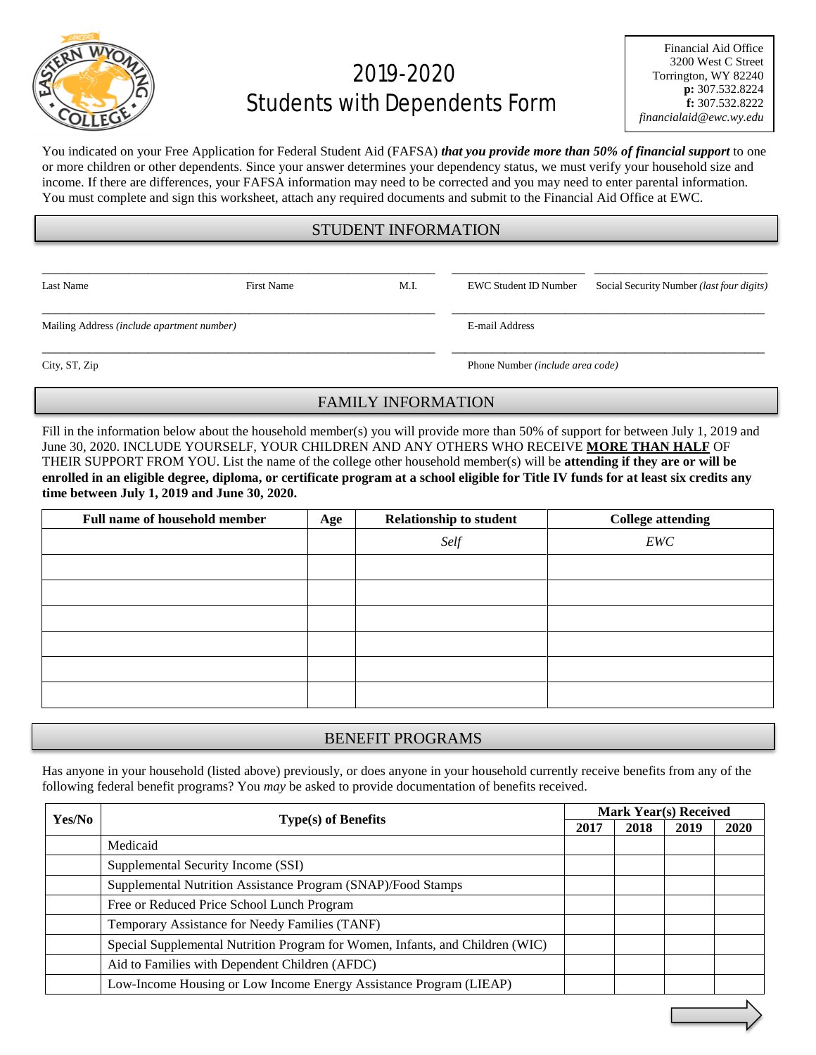# 2019-2020 Students with Dependents Form

Financial Aid Office
3200 West C Street
Torrington, WY 82240
**p:** 307.532.8224
**f:** 307.532.8222
*financialaid@ewc.wy.edu*

You indicated on your Free Application for Federal Student Aid (FAFSA) ***that you provide more than 50% of financial support*** to one or more children or other dependents. Since your answer determines your dependency status, we must verify your household size and income. If there are differences, your FAFSA information may need to be corrected and you may need to enter parental information. You must complete and sign this worksheet, attach any required documents and submit to the Financial Aid Office at EWC.

## STUDENT INFORMATION

Last Name ______ First Name ______ M.I. ______ EWC Student ID Number ______ Social Security Number *(last four digits)* ______

Mailing Address *(include apartment number)* ______ E-mail Address ______

City, ST, Zip ______ Phone Number *(include area code)* ______

## FAMILY INFORMATION

Fill in the information below about the household member(s) you will provide more than 50% of support for between July 1, 2019 and June 30, 2020. INCLUDE YOURSELF, YOUR CHILDREN AND ANY OTHERS WHO RECEIVE **MORE THAN HALF** OF THEIR SUPPORT FROM YOU. List the name of the college other household member(s) will be **attending if they are or will be enrolled in an eligible degree, diploma, or certificate program at a school eligible for Title IV funds for at least six credits any time between July 1, 2019 and June 30, 2020.**

| Full name of household member | Age | Relationship to student | College attending |
|---|---|---|---|
| | | *Self* | *EWC* |
| | | | |
| | | | |
| | | | |
| | | | |
| | | | |
| | | | |

## BENEFIT PROGRAMS

Has anyone in your household (listed above) previously, or does anyone in your household currently receive benefits from any of the following federal benefit programs? You *may* be asked to provide documentation of benefits received.

| Yes/No | Type(s) of Benefits | Mark Year(s) Received | | | |
|---|---|---|---|---|---|
| | | 2017 | 2018 | 2019 | 2020 |
| | Medicaid | | | | |
| | Supplemental Security Income (SSI) | | | | |
| | Supplemental Nutrition Assistance Program (SNAP)/Food Stamps | | | | |
| | Free or Reduced Price School Lunch Program | | | | |
| | Temporary Assistance for Needy Families (TANF) | | | | |
| | Special Supplemental Nutrition Program for Women, Infants, and Children (WIC) | | | | |
| | Aid to Families with Dependent Children (AFDC) | | | | |
| | Low-Income Housing or Low Income Energy Assistance Program (LIEAP) | | | | |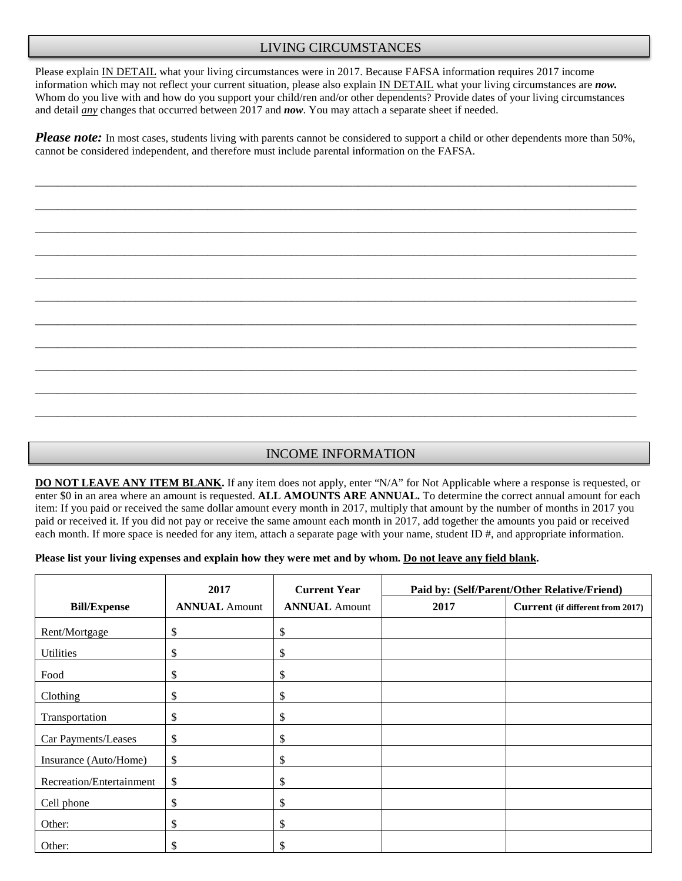## LIVING CIRCUMSTANCES

Please explain <u>IN DETAIL</u> what your living circumstances were in 2017. Because FAFSA information requires 2017 income information which may not reflect your current situation, please also explain <u>IN DETAIL</u> what your living circumstances are ***now.*** Whom do you live with and how do you support your child/ren and/or other dependents? Provide dates of your living circumstances and detail ***<u>any</u>*** changes that occurred between 2017 and ***now***. You may attach a separate sheet if needed.

***Please note:*** In most cases, students living with parents cannot be considered to support a child or other dependents more than 50%, cannot be considered independent, and therefore must include parental information on the FAFSA.

_______________________________________________________________________________________________

_______________________________________________________________________________________________

_______________________________________________________________________________________________

_______________________________________________________________________________________________

_______________________________________________________________________________________________

_______________________________________________________________________________________________

_______________________________________________________________________________________________

_______________________________________________________________________________________________

_______________________________________________________________________________________________

_______________________________________________________________________________________________

_______________________________________________________________________________________________

## INCOME INFORMATION

**<u>DO NOT LEAVE ANY ITEM BLANK</u>.** If any item does not apply, enter "N/A" for Not Applicable where a response is requested, or enter $0 in an area where an amount is requested. **ALL AMOUNTS ARE ANNUAL.** To determine the correct annual amount for each item: If you paid or received the same dollar amount every month in 2017, multiply that amount by the number of months in 2017 you paid or received it. If you did not pay or receive the same amount each month in 2017, add together the amounts you paid or received each month. If more space is needed for any item, attach a separate page with your name, student ID #, and appropriate information.

**Please list your living expenses and explain how they were met and by whom. <u>Do not leave any field blank</u>.**

| Bill/Expense | 2017 **ANNUAL** Amount | Current Year **ANNUAL** Amount | Paid by: (Self/Parent/Other Relative/Friend) | |
|---|---|---|---|---|
| | | | **2017** | **Current (if different from 2017)** |
| Rent/Mortgage | $ | $ | | |
| Utilities | $ | $ | | |
| Food | $ | $ | | |
| Clothing | $ | $ | | |
| Transportation | $ | $ | | |
| Car Payments/Leases | $ | $ | | |
| Insurance (Auto/Home) | $ | $ | | |
| Recreation/Entertainment | $ | $ | | |
| Cell phone | $ | $ | | |
| Other: | $ | $ | | |
| Other: | $ | $ | | |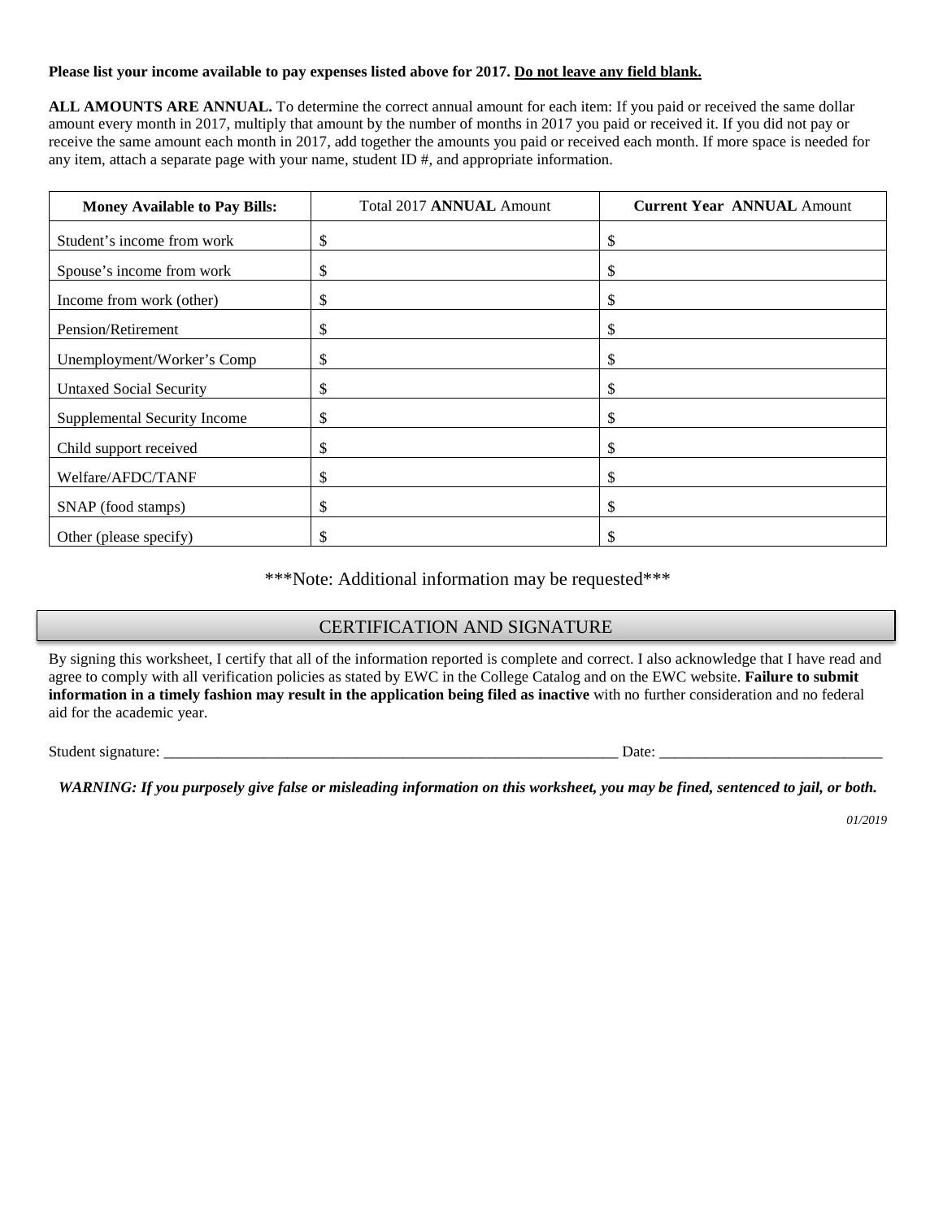**Please list your income available to pay expenses listed above for 2017. <u>Do not leave any field blank.</u>**

**ALL AMOUNTS ARE ANNUAL.** To determine the correct annual amount for each item: If you paid or received the same dollar amount every month in 2017, multiply that amount by the number of months in 2017 you paid or received it. If you did not pay or receive the same amount each month in 2017, add together the amounts you paid or received each month. If more space is needed for any item, attach a separate page with your name, student ID #, and appropriate information.

| **Money Available to Pay Bills:** | Total 2017 **ANNUAL** Amount | **Current Year ANNUAL** Amount |
|---|---|---|
| Student's income from work | $ | $ |
| Spouse's income from work | $ | $ |
| Income from work (other) | $ | $ |
| Pension/Retirement | $ | $ |
| Unemployment/Worker's Comp | $ | $ |
| Untaxed Social Security | $ | $ |
| Supplemental Security Income | $ | $ |
| Child support received | $ | $ |
| Welfare/AFDC/TANF | $ | $ |
| SNAP (food stamps) | $ | $ |
| Other (please specify) | $ | $ |

***Note: Additional information may be requested***

## CERTIFICATION AND SIGNATURE

By signing this worksheet, I certify that all of the information reported is complete and correct. I also acknowledge that I have read and agree to comply with all verification policies as stated by EWC in the College Catalog and on the EWC website. **Failure to submit information in a timely fashion may result in the application being filed as inactive** with no further consideration and no federal aid for the academic year.

Student signature: ____________________________________________________________ Date: ____________________________

***WARNING: If you purposely give false or misleading information on this worksheet, you may be fined, sentenced to jail, or both.***

*01/2019*